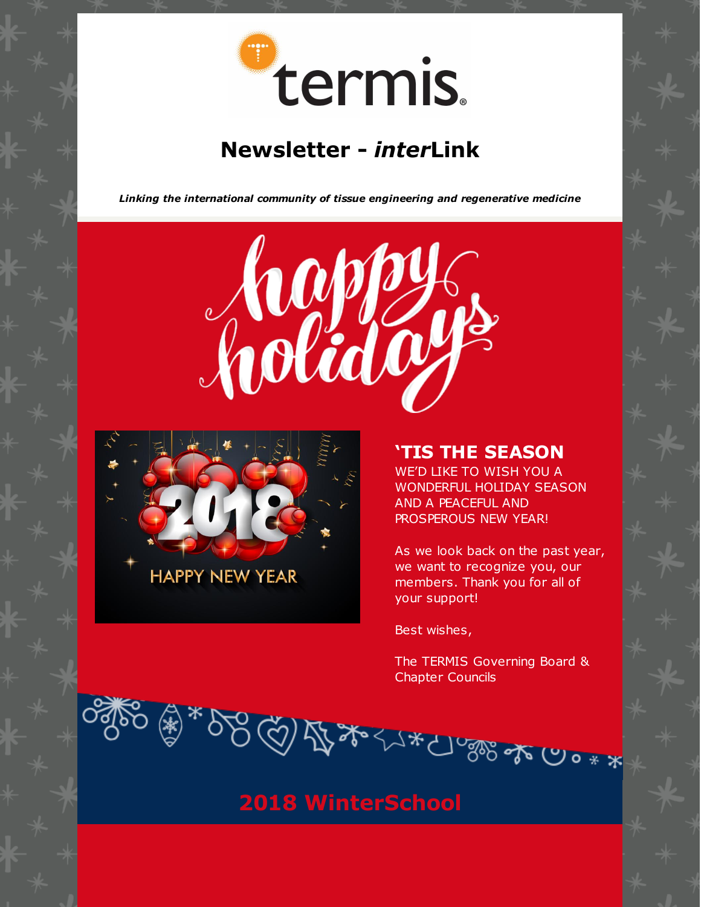# Newsletter - *inter*Link

***Linking the international community of tissue engineering and regenerative medicine***

## 'TIS THE SEASON

WE'D LIKE TO WISH YOU A WONDERFUL HOLIDAY SEASON AND A PEACEFUL AND PROSPEROUS NEW YEAR!

As we look back on the past year, we want to recognize you, our members. Thank you for all of your support!

Best wishes,

The TERMIS Governing Board & Chapter Councils

## 2018 WinterSchool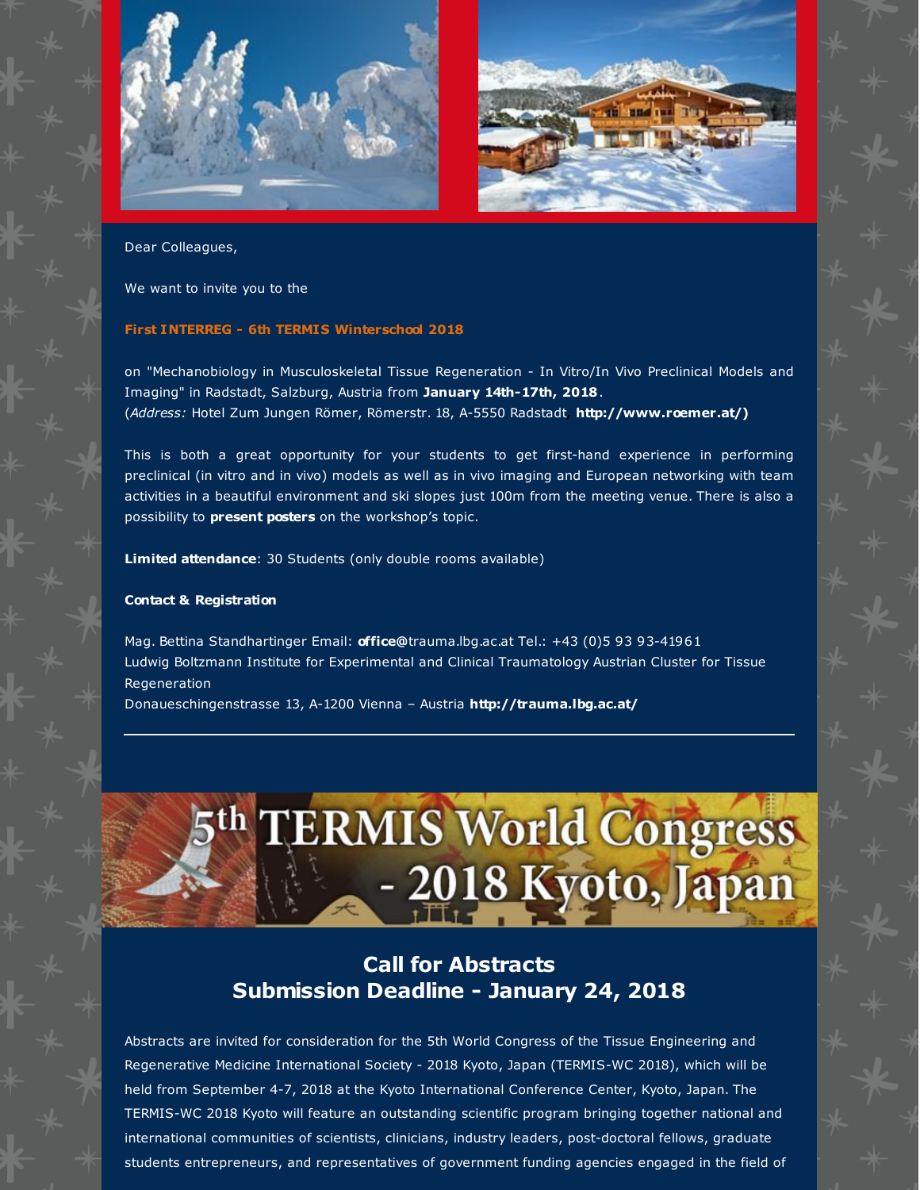Dear Colleagues,

We want to invite you to the

**First INTERREG - 6th TERMIS Winterschool 2018**

on "Mechanobiology in Musculoskeletal Tissue Regeneration - In Vitro/In Vivo Preclinical Models and Imaging" in Radstadt, Salzburg, Austria from **January 14th-17th, 2018**.
(*Address:* Hotel Zum Jungen Römer, Römerstr. 18, A-5550 Radstadt. **http://www.roemer.at/)**

This is both a great opportunity for your students to get first-hand experience in performing preclinical (in vitro and in vivo) models as well as in vivo imaging and European networking with team activities in a beautiful environment and ski slopes just 100m from the meeting venue. There is also a possibility to **present posters** on the workshop's topic.

**Limited attendance**: 30 Students (only double rooms available)

**Contact & Registration**

Mag. Bettina Standhartinger Email: **office@**trauma.lbg.ac.at Tel.: +43 (0)5 93 93-41961
Ludwig Boltzmann Institute for Experimental and Clinical Traumatology Austrian Cluster for Tissue Regeneration
Donaueschingenstrasse 13, A-1200 Vienna – Austria **http://trauma.lbg.ac.at/**

---

# 5th TERMIS World Congress - 2018 Kyoto, Japan

## Call for Abstracts
## Submission Deadline - January 24, 2018

Abstracts are invited for consideration for the 5th World Congress of the Tissue Engineering and Regenerative Medicine International Society - 2018 Kyoto, Japan (TERMIS-WC 2018), which will be held from September 4-7, 2018 at the Kyoto International Conference Center, Kyoto, Japan. The TERMIS-WC 2018 Kyoto will feature an outstanding scientific program bringing together national and international communities of scientists, clinicians, industry leaders, post-doctoral fellows, graduate students entrepreneurs, and representatives of government funding agencies engaged in the field of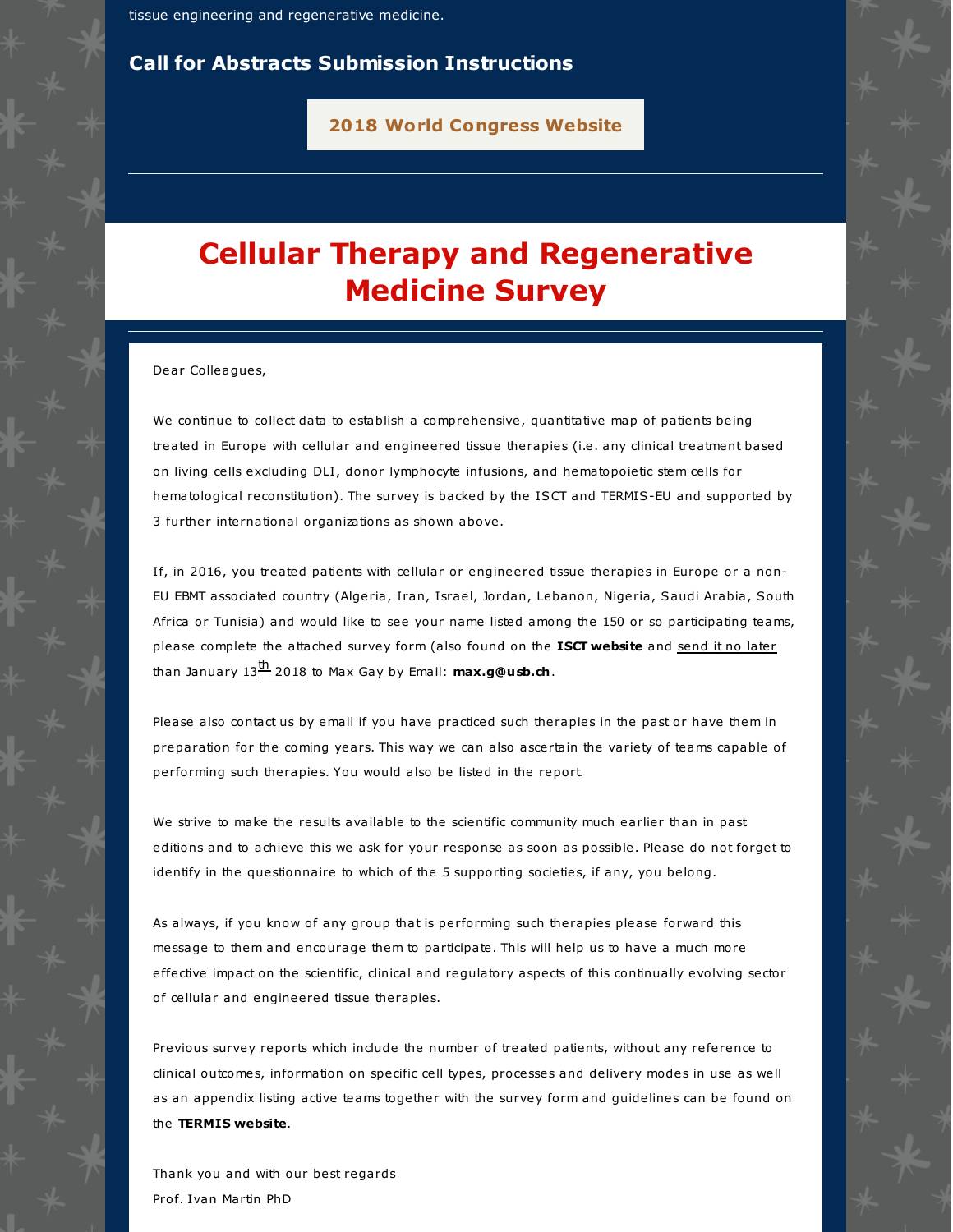tissue engineering and regenerative medicine.

## Call for Abstracts Submission Instructions

**2018 World Congress Website**

---

# Cellular Therapy and Regenerative Medicine Survey

Dear Colleagues,

We continue to collect data to establish a comprehensive, quantitative map of patients being treated in Europe with cellular and engineered tissue therapies (i.e. any clinical treatment based on living cells excluding DLI, donor lymphocyte infusions, and hematopoietic stem cells for hematological reconstitution). The survey is backed by the ISCT and TERMIS-EU and supported by 3 further international organizations as shown above.

If, in 2016, you treated patients with cellular or engineered tissue therapies in Europe or a non-EU EBMT associated country (Algeria, Iran, Israel, Jordan, Lebanon, Nigeria, Saudi Arabia, South Africa or Tunisia) and would like to see your name listed among the 150 or so participating teams, please complete the attached survey form (also found on the **ISCT website** and send it no later than January 13th 2018 to Max Gay by Email: **max.g@usb.ch**.

Please also contact us by email if you have practiced such therapies in the past or have them in preparation for the coming years. This way we can also ascertain the variety of teams capable of performing such therapies. You would also be listed in the report.

We strive to make the results available to the scientific community much earlier than in past editions and to achieve this we ask for your response as soon as possible. Please do not forget to identify in the questionnaire to which of the 5 supporting societies, if any, you belong.

As always, if you know of any group that is performing such therapies please forward this message to them and encourage them to participate. This will help us to have a much more effective impact on the scientific, clinical and regulatory aspects of this continually evolving sector of cellular and engineered tissue therapies.

Previous survey reports which include the number of treated patients, without any reference to clinical outcomes, information on specific cell types, processes and delivery modes in use as well as an appendix listing active teams together with the survey form and guidelines can be found on the **TERMIS website**.

Thank you and with our best regards  
Prof. Ivan Martin PhD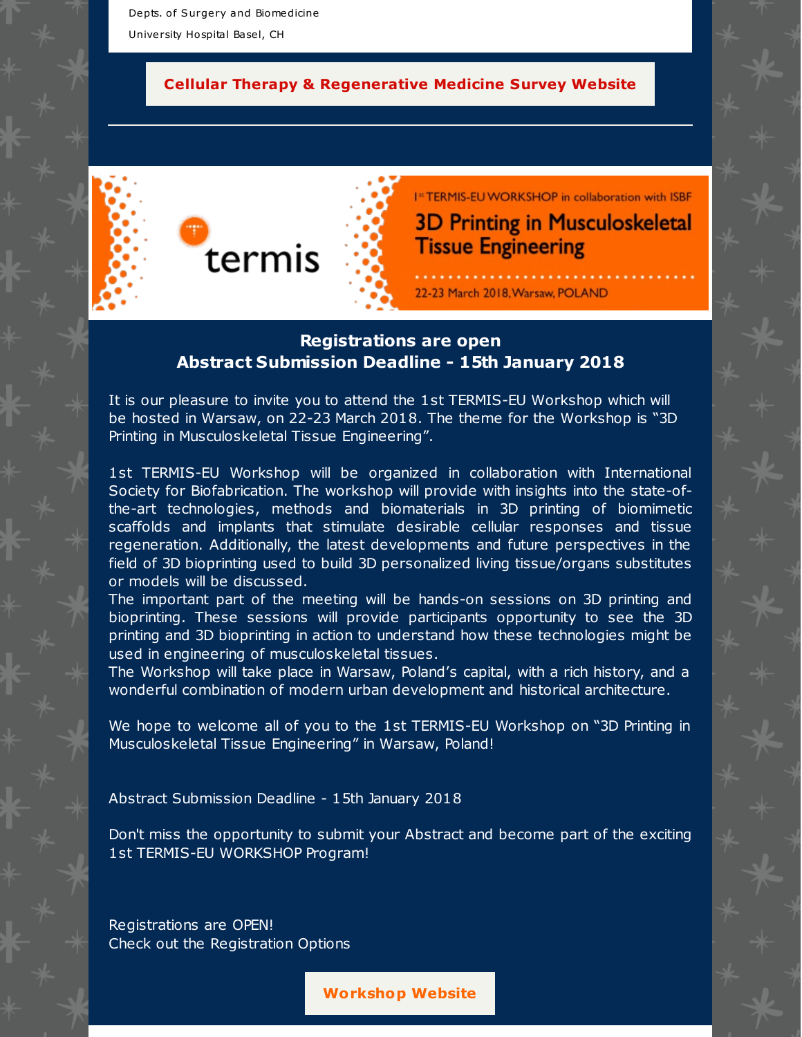Depts. of Surgery and Biomedicine

University Hospital Basel, CH

**Cellular Therapy & Regenerative Medicine Survey Website**

---

termis

1st TERMIS-EU WORKSHOP in collaboration with ISBF

**3D Printing in Musculoskeletal Tissue Engineering**

22-23 March 2018, Warsaw, POLAND

## Registrations are open
## Abstract Submission Deadline - 15th January 2018

It is our pleasure to invite you to attend the 1st TERMIS-EU Workshop which will be hosted in Warsaw, on 22-23 March 2018. The theme for the Workshop is "3D Printing in Musculoskeletal Tissue Engineering".

1st TERMIS-EU Workshop will be organized in collaboration with International Society for Biofabrication. The workshop will provide with insights into the state-of-the-art technologies, methods and biomaterials in 3D printing of biomimetic scaffolds and implants that stimulate desirable cellular responses and tissue regeneration. Additionally, the latest developments and future perspectives in the field of 3D bioprinting used to build 3D personalized living tissue/organs substitutes or models will be discussed.
The important part of the meeting will be hands-on sessions on 3D printing and bioprinting. These sessions will provide participants opportunity to see the 3D printing and 3D bioprinting in action to understand how these technologies might be used in engineering of musculoskeletal tissues.
The Workshop will take place in Warsaw, Poland's capital, with a rich history, and a wonderful combination of modern urban development and historical architecture.

We hope to welcome all of you to the 1st TERMIS-EU Workshop on "3D Printing in Musculoskeletal Tissue Engineering" in Warsaw, Poland!

Abstract Submission Deadline - 15th January 2018

Don't miss the opportunity to submit your Abstract and become part of the exciting 1st TERMIS-EU WORKSHOP Program!

Registrations are OPEN!
Check out the Registration Options

**Workshop Website**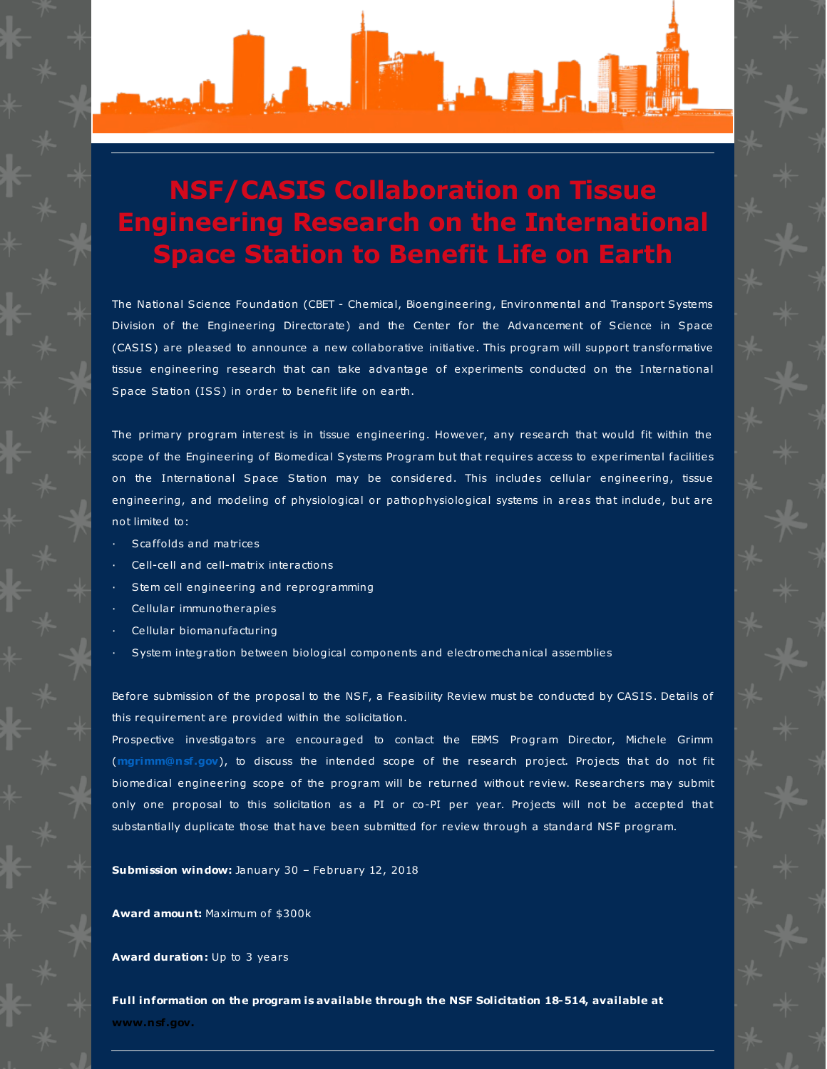# NSF/CASIS Collaboration on Tissue Engineering Research on the International Space Station to Benefit Life on Earth

The National Science Foundation (CBET - Chemical, Bioengineering, Environmental and Transport Systems Division of the Engineering Directorate) and the Center for the Advancement of Science in Space (CASIS) are pleased to announce a new collaborative initiative. This program will support transformative tissue engineering research that can take advantage of experiments conducted on the International Space Station (ISS) in order to benefit life on earth.

The primary program interest is in tissue engineering. However, any research that would fit within the scope of the Engineering of Biomedical Systems Program but that requires access to experimental facilities on the International Space Station may be considered. This includes cellular engineering, tissue engineering, and modeling of physiological or pathophysiological systems in areas that include, but are not limited to:

- Scaffolds and matrices
- Cell-cell and cell-matrix interactions
- Stem cell engineering and reprogramming
- Cellular immunotherapies
- Cellular biomanufacturing
- System integration between biological components and electromechanical assemblies

Before submission of the proposal to the NSF, a Feasibility Review must be conducted by CASIS. Details of this requirement are provided within the solicitation.

Prospective investigators are encouraged to contact the EBMS Program Director, Michele Grimm (mgrimm@nsf.gov), to discuss the intended scope of the research project. Projects that do not fit biomedical engineering scope of the program will be returned without review. Researchers may submit only one proposal to this solicitation as a PI or co-PI per year. Projects will not be accepted that substantially duplicate those that have been submitted for review through a standard NSF program.

**Submission window:** January 30 – February 12, 2018

**Award amount:** Maximum of $300k

**Award duration:** Up to 3 years

**Full information on the program is available through the NSF Solicitation 18-514, available at www.nsf.gov.**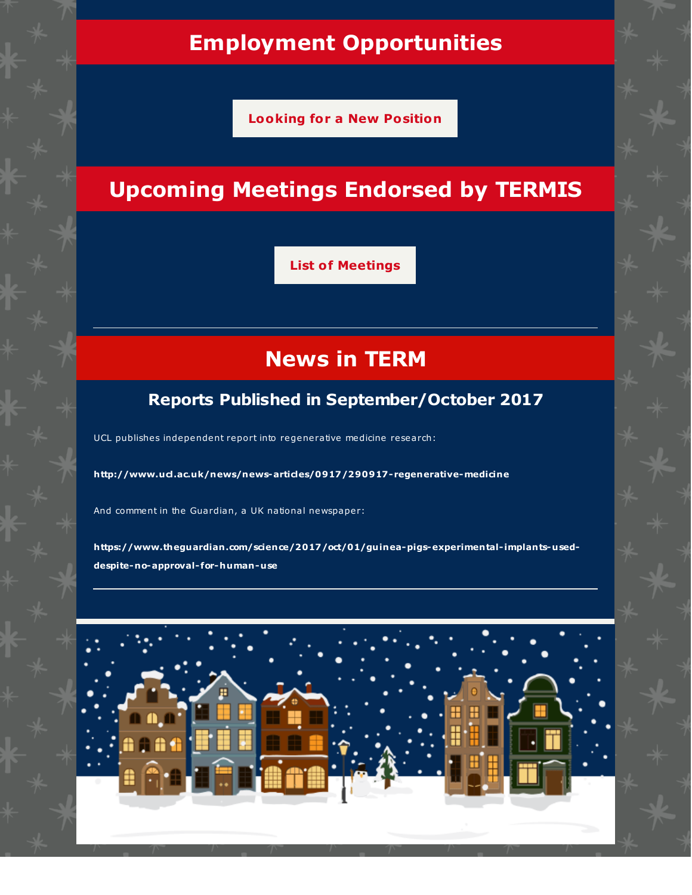## Employment Opportunities

**Looking for a New Position**

## Upcoming Meetings Endorsed by TERMIS

**List of Meetings**

---

## News in TERM

### Reports Published in September/October 2017

UCL publishes independent report into regenerative medicine research:

**http://www.ucl.ac.uk/news/news-articles/0917/290917-regenerative-medicine**

And comment in the Guardian, a UK national newspaper:

**https://www.theguardian.com/science/2017/oct/01/guinea-pigs-experimental-implants-used-despite-no-approval-for-human-use**

---